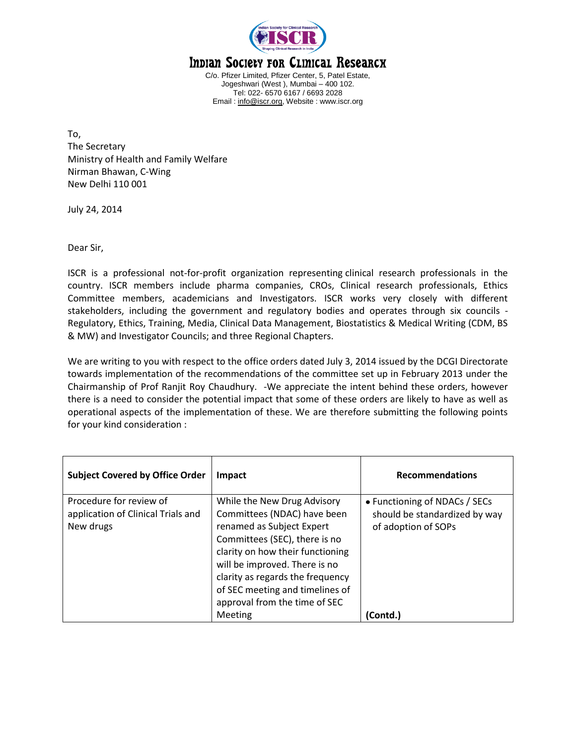# Indian Society for Clinical Research

C/o. Pfizer Limited, Pfizer Center, 5, Patel Estate,
Jogeshwari (West ), Mumbai – 400 102.
Tel: 022- 6570 6167 / 6693 2028
Email : info@iscr.org, Website : www.iscr.org

To,
The Secretary
Ministry of Health and Family Welfare
Nirman Bhawan, C-Wing
New Delhi 110 001

July 24, 2014

Dear Sir,

ISCR is a professional not-for-profit organization representing clinical research professionals in the country. ISCR members include pharma companies, CROs, Clinical research professionals, Ethics Committee members, academicians and Investigators. ISCR works very closely with different stakeholders, including the government and regulatory bodies and operates through six councils - Regulatory, Ethics, Training, Media, Clinical Data Management, Biostatistics & Medical Writing (CDM, BS & MW) and Investigator Councils; and three Regional Chapters.

We are writing to you with respect to the office orders dated July 3, 2014 issued by the DCGI Directorate towards implementation of the recommendations of the committee set up in February 2013 under the Chairmanship of Prof Ranjit Roy Chaudhury. -We appreciate the intent behind these orders, however there is a need to consider the potential impact that some of these orders are likely to have as well as operational aspects of the implementation of these. We are therefore submitting the following points for your kind consideration :

| Subject Covered by Office Order | Impact | Recommendations |
|---|---|---|
| Procedure for review of application of Clinical Trials and New drugs | While the New Drug Advisory Committees (NDAC) have been renamed as Subject Expert Committees (SEC), there is no clarity on how their functioning will be improved. There is no clarity as regards the frequency of SEC meeting and timelines of approval from the time of SEC Meeting | • Functioning of NDACs / SECs should be standardized by way of adoption of SOPs<br><br>**(Contd.)** |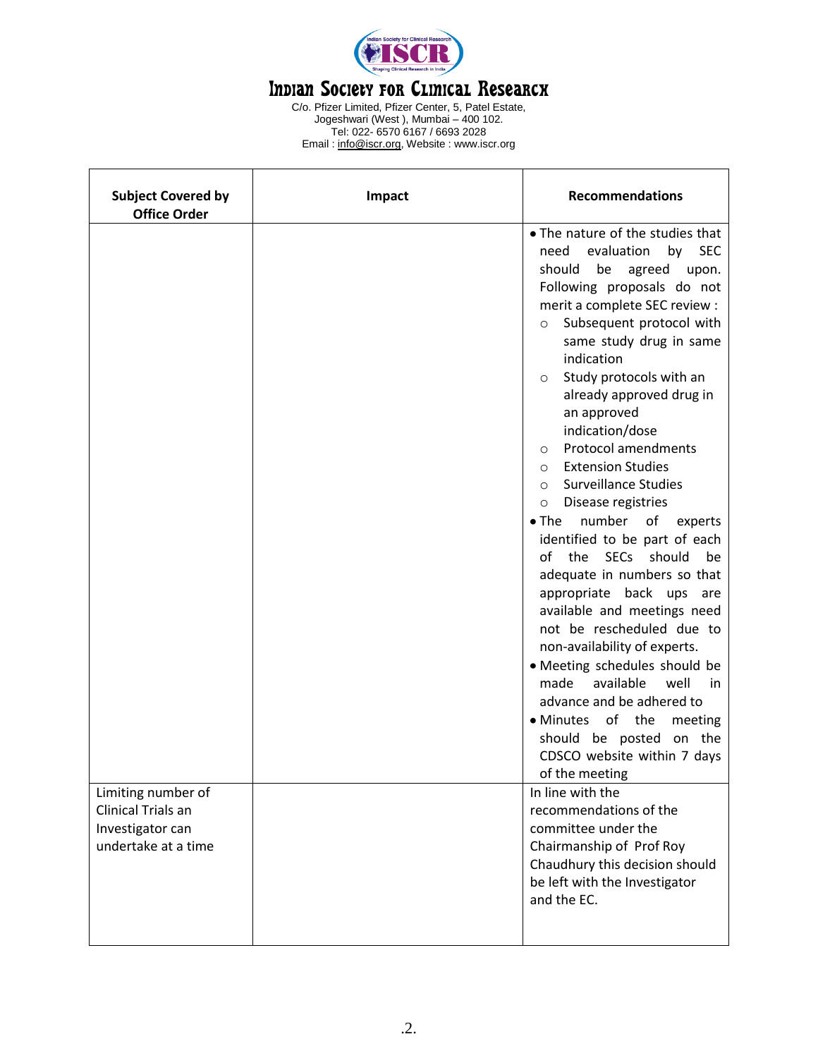# Indian Society for Clinical Research

C/o. Pfizer Limited, Pfizer Center, 5, Patel Estate,
Jogeshwari (West ), Mumbai – 400 102.
Tel: 022- 6570 6167 / 6693 2028
Email : info@iscr.org, Website : www.iscr.org

| Subject Covered by Office Order | Impact | Recommendations |
|---|---|---|
| | | • The nature of the studies that need evaluation by SEC should be agreed upon. Following proposals do not merit a complete SEC review :<br>○ Subsequent protocol with same study drug in same indication<br>○ Study protocols with an already approved drug in an approved indication/dose<br>○ Protocol amendments<br>○ Extension Studies<br>○ Surveillance Studies<br>○ Disease registries<br>• The number of experts identified to be part of each of the SECs should be adequate in numbers so that appropriate back ups are available and meetings need not be rescheduled due to non-availability of experts.<br>• Meeting schedules should be made available well in advance and be adhered to<br>• Minutes of the meeting should be posted on the CDSCO website within 7 days of the meeting |
| Limiting number of Clinical Trials an Investigator can undertake at a time | | In line with the recommendations of the committee under the Chairmanship of Prof Roy Chaudhury this decision should be left with the Investigator and the EC. |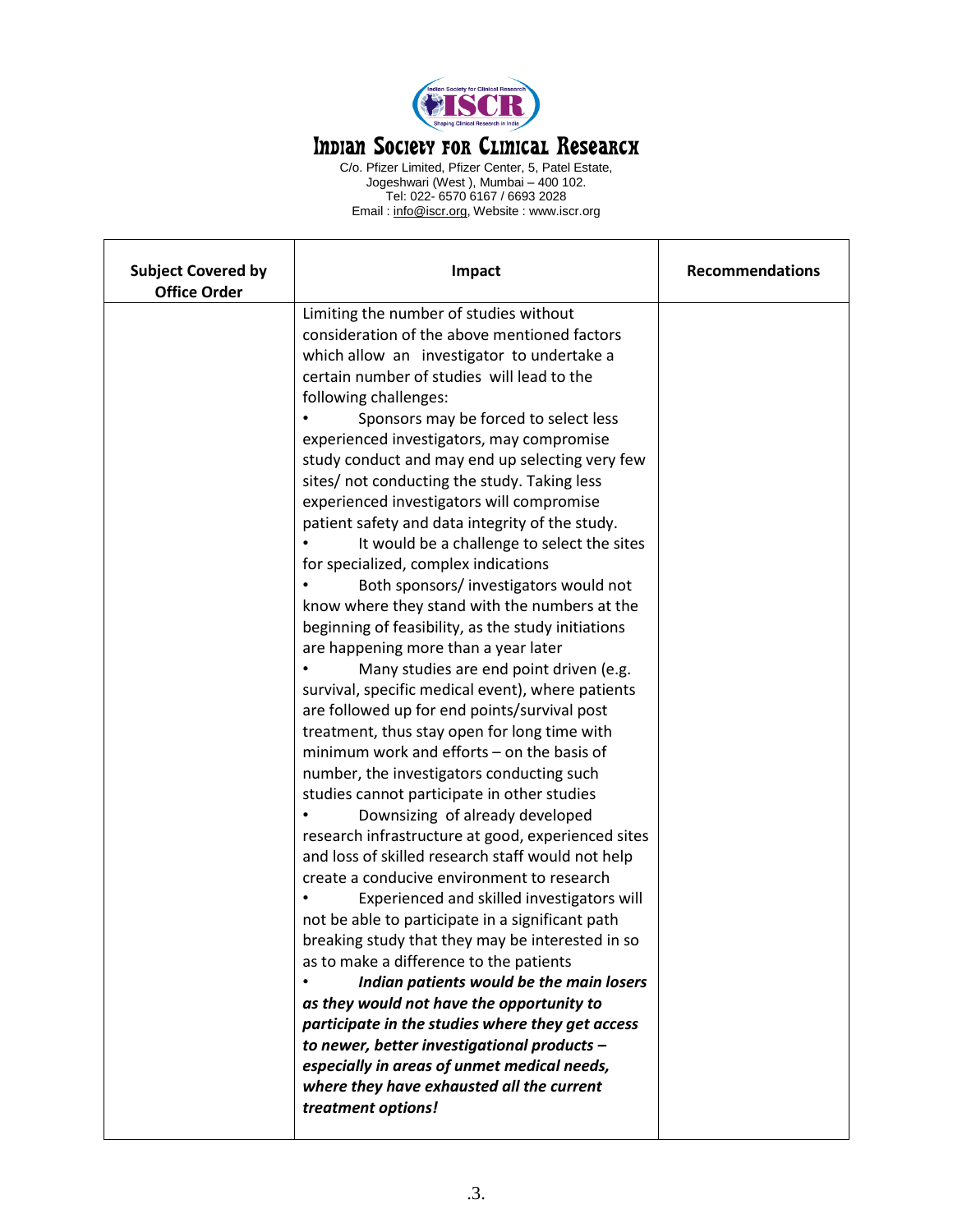# Indian Society for Clinical Research

C/o. Pfizer Limited, Pfizer Center, 5, Patel Estate,
Jogeshwari (West ), Mumbai – 400 102.
Tel: 022- 6570 6167 / 6693 2028
Email : info@iscr.org, Website : www.iscr.org

| Subject Covered by Office Order | Impact | Recommendations |
|---|---|---|
| | Limiting the number of studies without consideration of the above mentioned factors which allow an investigator to undertake a certain number of studies will lead to the following challenges:<br>• Sponsors may be forced to select less experienced investigators, may compromise study conduct and may end up selecting very few sites/ not conducting the study. Taking less experienced investigators will compromise patient safety and data integrity of the study.<br>• It would be a challenge to select the sites for specialized, complex indications<br>• Both sponsors/ investigators would not know where they stand with the numbers at the beginning of feasibility, as the study initiations are happening more than a year later<br>• Many studies are end point driven (e.g. survival, specific medical event), where patients are followed up for end points/survival post treatment, thus stay open for long time with minimum work and efforts – on the basis of number, the investigators conducting such studies cannot participate in other studies<br>• Downsizing of already developed research infrastructure at good, experienced sites and loss of skilled research staff would not help create a conducive environment to research<br>• Experienced and skilled investigators will not be able to participate in a significant path breaking study that they may be interested in so as to make a difference to the patients<br>• ***Indian patients would be the main losers as they would not have the opportunity to participate in the studies where they get access to newer, better investigational products – especially in areas of unmet medical needs, where they have exhausted all the current treatment options!*** | |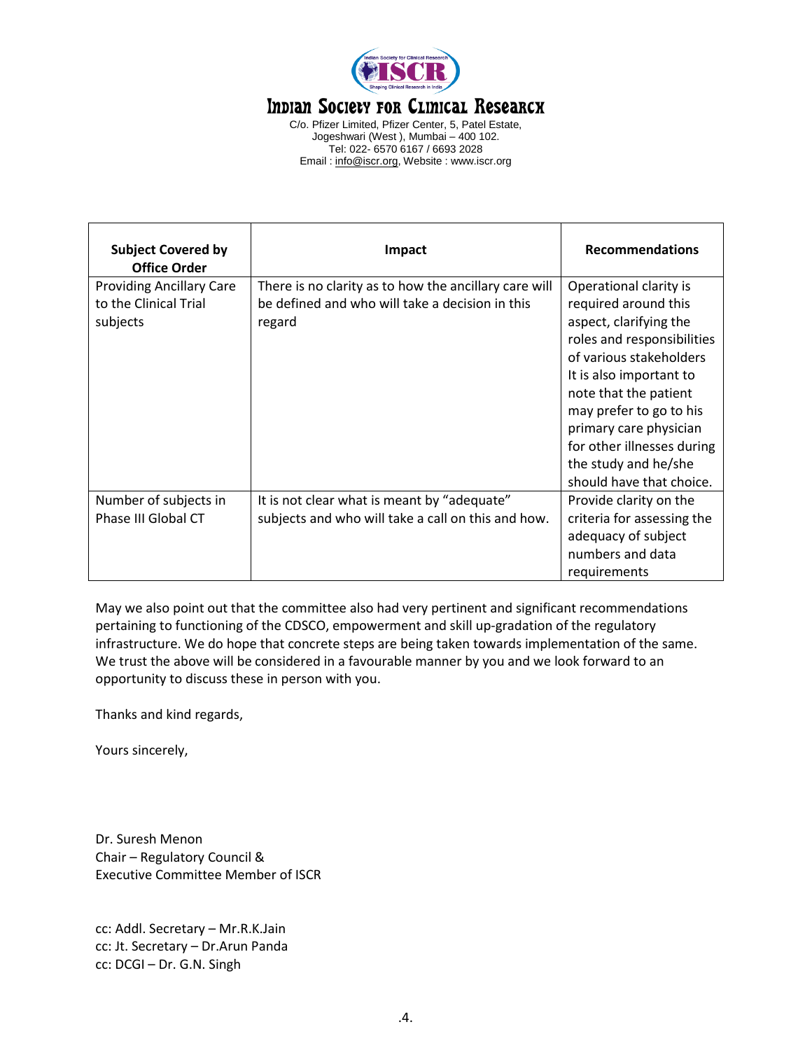# Indian Society for Clinical Research

C/o. Pfizer Limited, Pfizer Center, 5, Patel Estate,
Jogeshwari (West ), Mumbai – 400 102.
Tel: 022- 6570 6167 / 6693 2028
Email : info@iscr.org, Website : www.iscr.org

| Subject Covered by Office Order | Impact | Recommendations |
|---|---|---|
| Providing Ancillary Care to the Clinical Trial subjects | There is no clarity as to how the ancillary care will be defined and who will take a decision in this regard | Operational clarity is required around this aspect, clarifying the roles and responsibilities of various stakeholders It is also important to note that the patient may prefer to go to his primary care physician for other illnesses during the study and he/she should have that choice. |
| Number of subjects in Phase III Global CT | It is not clear what is meant by "adequate" subjects and who will take a call on this and how. | Provide clarity on the criteria for assessing the adequacy of subject numbers and data requirements |

May we also point out that the committee also had very pertinent and significant recommendations pertaining to functioning of the CDSCO, empowerment and skill up-gradation of the regulatory infrastructure. We do hope that concrete steps are being taken towards implementation of the same. We trust the above will be considered in a favourable manner by you and we look forward to an opportunity to discuss these in person with you.

Thanks and kind regards,

Yours sincerely,

Dr. Suresh Menon
Chair – Regulatory Council &
Executive Committee Member of ISCR

cc: Addl. Secretary – Mr.R.K.Jain
cc: Jt. Secretary – Dr.Arun Panda
cc: DCGI – Dr. G.N. Singh